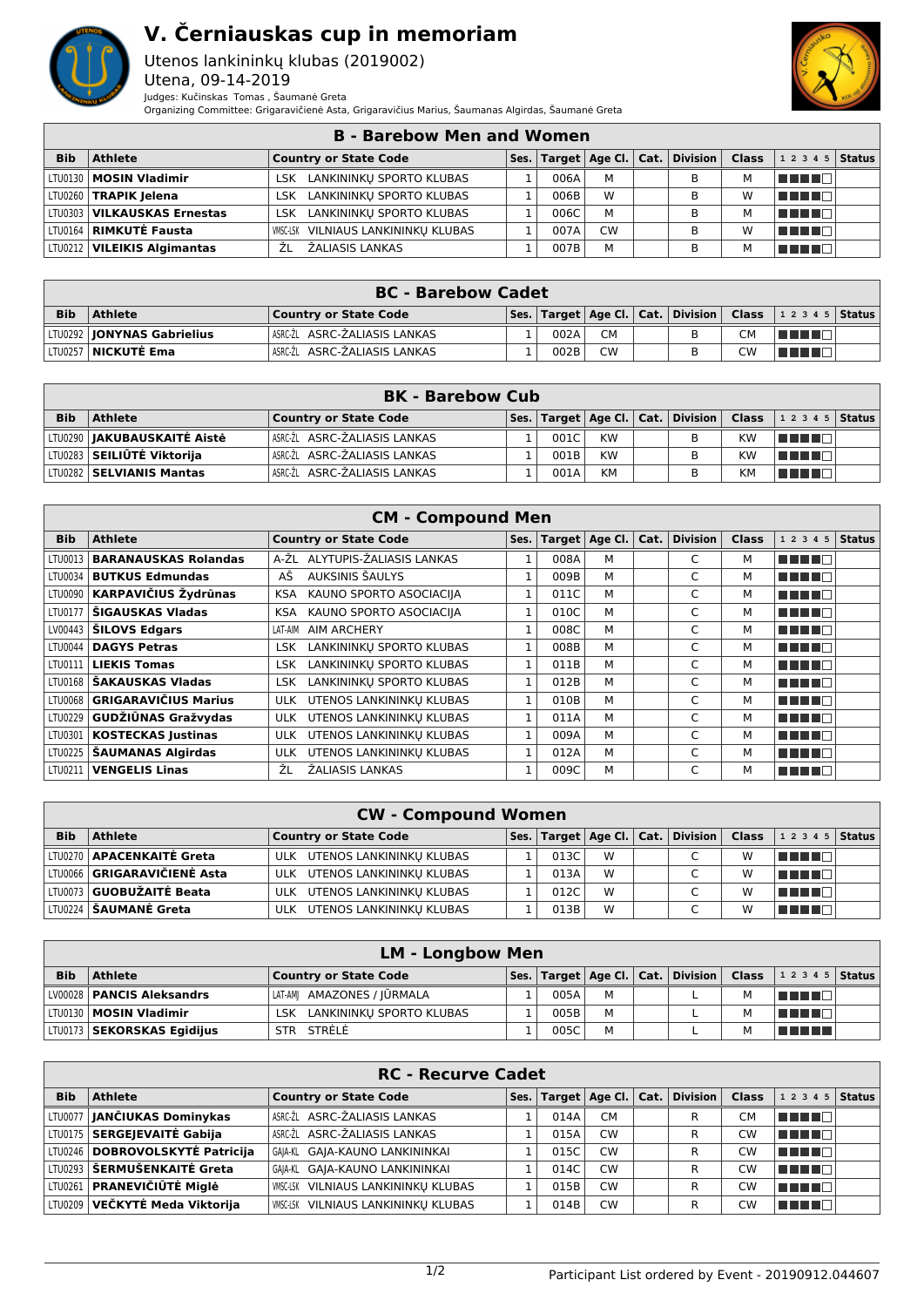# V. Černiauskas cup in memoriam

Utenos lankininkų klubas (2019002)

Utena, 09-14-2019

Judges: Kučinskas Tomas , Šaumanė Greta

Organizing Committee: Grigaravičienė Asta, Grigaravičius Marius, Šaumanas Algirdas, Šaumanė Greta

## B - Barebow Men and Women

| Bib | Athlete | Country or State Code | | Ses. | Target | Age Cl. | Cat. | Division | Class | 1 2 3 4 5 | Status |
|---|---|---|---|---|---|---|---|---|---|---|---|
| LTU0130 | **MOSIN Vladimir** | LSK | LANKININKŲ SPORTO KLUBAS | 1 | 006A | M | | B | M | | |
| LTU0260 | **TRAPIK Jelena** | LSK | LANKININKŲ SPORTO KLUBAS | 1 | 006B | W | | B | W | | |
| LTU0303 | **VILKAUSKAS Ernestas** | LSK | LANKININKŲ SPORTO KLUBAS | 1 | 006C | M | | B | M | | |
| LTU0164 | **RIMKUTĖ Fausta** | VMSC-LSK | VILNIAUS LANKININKŲ KLUBAS | 1 | 007A | CW | | B | W | | |
| LTU0212 | **VILEIKIS Algimantas** | ŽL | ŽALIASIS LANKAS | 1 | 007B | M | | B | M | | |

## BC - Barebow Cadet

| Bib | Athlete | Country or State Code | | Ses. | Target | Age Cl. | Cat. | Division | Class | 1 2 3 4 5 | Status |
|---|---|---|---|---|---|---|---|---|---|---|---|
| LTU0292 | **JONYNAS Gabrielius** | ASRC-ŽL | ASRC-ŽALIASIS LANKAS | 1 | 002A | CM | | B | CM | | |
| LTU0257 | **NICKUTĖ Ema** | ASRC-ŽL | ASRC-ŽALIASIS LANKAS | 1 | 002B | CW | | B | CW | | |

## BK - Barebow Cub

| Bib | Athlete | Country or State Code | | Ses. | Target | Age Cl. | Cat. | Division | Class | 1 2 3 4 5 | Status |
|---|---|---|---|---|---|---|---|---|---|---|---|
| LTU0290 | **JAKUBAUSKAITĖ Aistė** | ASRC-ŽL | ASRC-ŽALIASIS LANKAS | 1 | 001C | KW | | B | KW | | |
| LTU0283 | **SEILIŪTĖ Viktorija** | ASRC-ŽL | ASRC-ŽALIASIS LANKAS | 1 | 001B | KW | | B | KW | | |
| LTU0282 | **SELVIANIS Mantas** | ASRC-ŽL | ASRC-ŽALIASIS LANKAS | 1 | 001A | KM | | B | KM | | |

## CM - Compound Men

| Bib | Athlete | Country or State Code | | Ses. | Target | Age Cl. | Cat. | Division | Class | 1 2 3 4 5 | Status |
|---|---|---|---|---|---|---|---|---|---|---|---|
| LTU0013 | **BARANAUSKAS Rolandas** | A-ŽL | ALYTUPIS-ŽALIASIS LANKAS | 1 | 008A | M | | C | M | | |
| LTU0034 | **BUTKUS Edmundas** | AŠ | AUKSINIS ŠAULYS | 1 | 009B | M | | C | M | | |
| LTU0090 | **KARPAVIČIUS Žydrūnas** | KSA | KAUNO SPORTO ASOCIACIJA | 1 | 011C | M | | C | M | | |
| LTU0177 | **ŠIGAUSKAS Vladas** | KSA | KAUNO SPORTO ASOCIACIJA | 1 | 010C | M | | C | M | | |
| LV00443 | **ŠILOVS Edgars** | LAT-AIM | AIM ARCHERY | 1 | 008C | M | | C | M | | |
| LTU0044 | **DAGYS Petras** | LSK | LANKININKŲ SPORTO KLUBAS | 1 | 008B | M | | C | M | | |
| LTU0111 | **LIEKIS Tomas** | LSK | LANKININKŲ SPORTO KLUBAS | 1 | 011B | M | | C | M | | |
| LTU0168 | **ŠAKAUSKAS Vladas** | LSK | LANKININKŲ SPORTO KLUBAS | 1 | 012B | M | | C | M | | |
| LTU0068 | **GRIGARAVIČIUS Marius** | ULK | UTENOS LANKININKŲ KLUBAS | 1 | 010B | M | | C | M | | |
| LTU0229 | **GUDŽIŪNAS Gražvydas** | ULK | UTENOS LANKININKŲ KLUBAS | 1 | 011A | M | | C | M | | |
| LTU0301 | **KOSTECKAS Justinas** | ULK | UTENOS LANKININKŲ KLUBAS | 1 | 009A | M | | C | M | | |
| LTU0225 | **ŠAUMANAS Algirdas** | ULK | UTENOS LANKININKŲ KLUBAS | 1 | 012A | M | | C | M | | |
| LTU0211 | **VENGELIS Linas** | ŽL | ŽALIASIS LANKAS | 1 | 009C | M | | C | M | | |

## CW - Compound Women

| Bib | Athlete | Country or State Code | | Ses. | Target | Age Cl. | Cat. | Division | Class | 1 2 3 4 5 | Status |
|---|---|---|---|---|---|---|---|---|---|---|---|
| LTU0270 | **APACENKAITĖ Greta** | ULK | UTENOS LANKININKŲ KLUBAS | 1 | 013C | W | | C | W | | |
| LTU0066 | **GRIGARAVIČIENĖ Asta** | ULK | UTENOS LANKININKŲ KLUBAS | 1 | 013A | W | | C | W | | |
| LTU0073 | **GUOBUŽAITĖ Beata** | ULK | UTENOS LANKININKŲ KLUBAS | 1 | 012C | W | | C | W | | |
| LTU0224 | **ŠAUMANĖ Greta** | ULK | UTENOS LANKININKŲ KLUBAS | 1 | 013B | W | | C | W | | |

## LM - Longbow Men

| Bib | Athlete | Country or State Code | | Ses. | Target | Age Cl. | Cat. | Division | Class | 1 2 3 4 5 | Status |
|---|---|---|---|---|---|---|---|---|---|---|---|
| LV00028 | **PANCIS Aleksandrs** | LAT-AMJ | AMAZONES / JŪRMALA | 1 | 005A | M | | L | M | | |
| LTU0130 | **MOSIN Vladimir** | LSK | LANKININKŲ SPORTO KLUBAS | 1 | 005B | M | | L | M | | |
| LTU0173 | **SEKORSKAS Egidijus** | STR | STRĖLĖ | 1 | 005C | M | | L | M | | |

## RC - Recurve Cadet

| Bib | Athlete | Country or State Code | | Ses. | Target | Age Cl. | Cat. | Division | Class | 1 2 3 4 5 | Status |
|---|---|---|---|---|---|---|---|---|---|---|---|
| LTU0077 | **JANČIUKAS Dominykas** | ASRC-ŽL | ASRC-ŽALIASIS LANKAS | 1 | 014A | CM | | R | CM | | |
| LTU0175 | **SERGEJEVAITĖ Gabija** | ASRC-ŽL | ASRC-ŽALIASIS LANKAS | 1 | 015A | CW | | R | CW | | |
| LTU0246 | **DOBROVOLSKYTĖ Patricija** | GAJA-KL | GAJA-KAUNO LANKININKAI | 1 | 015C | CW | | R | CW | | |
| LTU0293 | **ŠERMUŠENKAITĖ Greta** | GAJA-KL | GAJA-KAUNO LANKININKAI | 1 | 014C | CW | | R | CW | | |
| LTU0261 | **PRANEVIČIŪTĖ Miglė** | VMSC-LSK | VILNIAUS LANKININKŲ KLUBAS | 1 | 015B | CW | | R | CW | | |
| LTU0209 | **VEČKYTĖ Meda Viktorija** | VMSC-LSK | VILNIAUS LANKININKŲ KLUBAS | 1 | 014B | CW | | R | CW | | |

Participant List ordered by Event - 20190912.044607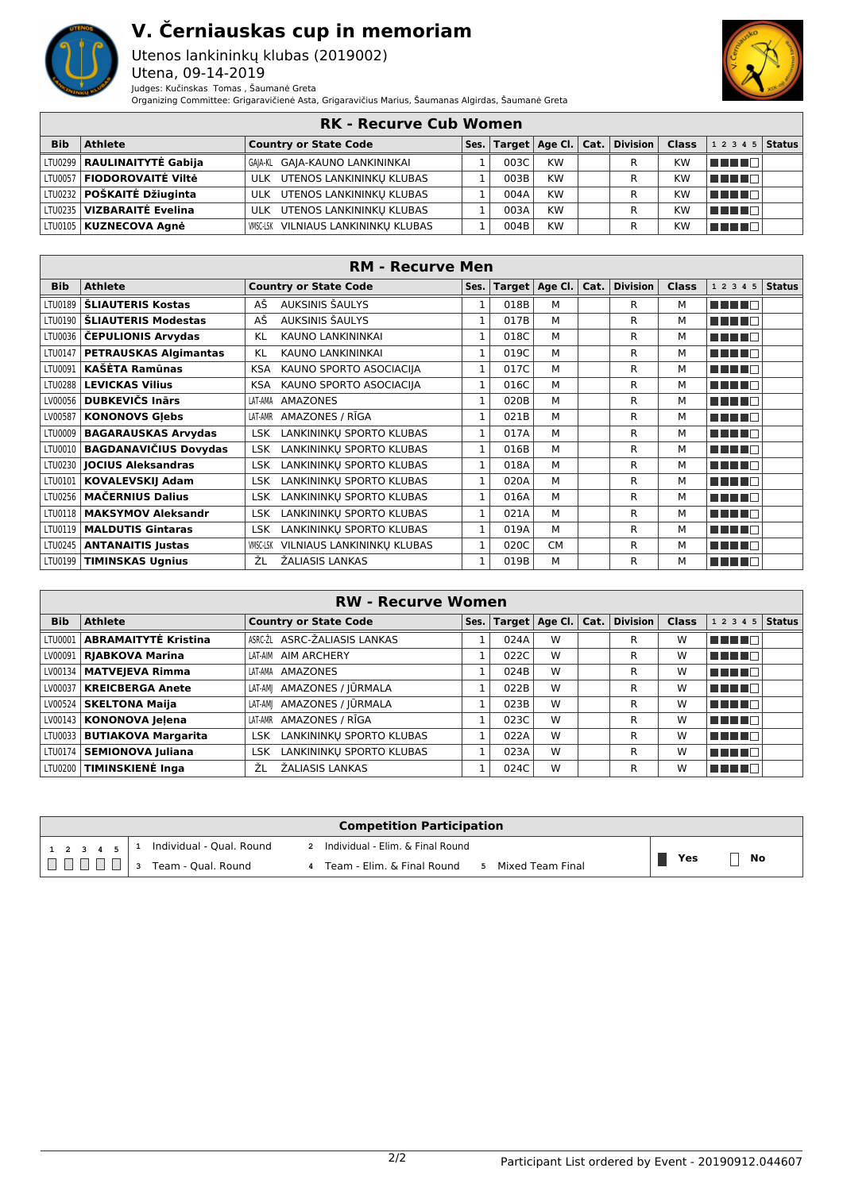# V. Černiauskas cup in memoriam

Utenos lankininkų klubas (2019002)
Utena, 09-14-2019
Judges: Kučinskas Tomas , Šaumanė Greta
Organizing Committee: Grigaravičienė Asta, Grigaravičius Marius, Šaumanas Algirdas, Šaumanė Greta

## RK - Recurve Cub Women

| Bib | Athlete | Country or State Code | Ses. | Target | Age Cl. | Cat. | Division | Class | 1 2 3 4 5 | Status |
|---|---|---|---|---|---|---|---|---|---|---|
| LTU0299 | **RAULINAITYTĖ Gabija** | GAJA-KL GAJA-KAUNO LANKININKAI | 1 | 003C | KW | | R | KW | ■■■■□ | |
| LTU0057 | **FIODOROVAITĖ Viltė** | ULK UTENOS LANKININKŲ KLUBAS | 1 | 003B | KW | | R | KW | ■■■■□ | |
| LTU0232 | **POŠKAITĖ Džiuginta** | ULK UTENOS LANKININKŲ KLUBAS | 1 | 004A | KW | | R | KW | ■■■■□ | |
| LTU0235 | **VIZBARAITĖ Evelina** | ULK UTENOS LANKININKŲ KLUBAS | 1 | 003A | KW | | R | KW | ■■■■□ | |
| LTU0105 | **KUZNECOVA Agnė** | VMSC-LSK VILNIAUS LANKININKŲ KLUBAS | 1 | 004B | KW | | R | KW | ■■■■□ | |

## RM - Recurve Men

| Bib | Athlete | Country or State Code | Ses. | Target | Age Cl. | Cat. | Division | Class | 1 2 3 4 5 | Status |
|---|---|---|---|---|---|---|---|---|---|---|
| LTU0189 | **ŠLIAUTERIS Kostas** | AŠ AUKSINIS ŠAULYS | 1 | 018B | M | | R | M | ■■■■□ | |
| LTU0190 | **ŠLIAUTERIS Modestas** | AŠ AUKSINIS ŠAULYS | 1 | 017B | M | | R | M | ■■■■□ | |
| LTU0036 | **ČEPULIONIS Arvydas** | KL KAUNO LANKININKAI | 1 | 018C | M | | R | M | ■■■■□ | |
| LTU0147 | **PETRAUSKAS Algimantas** | KL KAUNO LANKININKAI | 1 | 019C | M | | R | M | ■■■■□ | |
| LTU0091 | **KAŠĖTA Ramūnas** | KSA KAUNO SPORTO ASOCIACIJA | 1 | 017C | M | | R | M | ■■■■□ | |
| LTU0288 | **LEVICKAS Vilius** | KSA KAUNO SPORTO ASOCIACIJA | 1 | 016C | M | | R | M | ■■■■□ | |
| LV00056 | **DUBKEVIČS Inārs** | LAT-AMA AMAZONES | 1 | 020B | M | | R | M | ■■■■□ | |
| LV00587 | **KONONOVS Gļebs** | LAT-AMR AMAZONES / RĪGA | 1 | 021B | M | | R | M | ■■■■□ | |
| LTU0009 | **BAGARAUSKAS Arvydas** | LSK LANKININKŲ SPORTO KLUBAS | 1 | 017A | M | | R | M | ■■■■□ | |
| LTU0010 | **BAGDANAVIČIUS Dovydas** | LSK LANKININKŲ SPORTO KLUBAS | 1 | 016B | M | | R | M | ■■■■□ | |
| LTU0230 | **JOCIUS Aleksandras** | LSK LANKININKŲ SPORTO KLUBAS | 1 | 018A | M | | R | M | ■■■■□ | |
| LTU0101 | **KOVALEVSKIJ Adam** | LSK LANKININKŲ SPORTO KLUBAS | 1 | 020A | M | | R | M | ■■■■□ | |
| LTU0256 | **MAČERNIUS Dalius** | LSK LANKININKŲ SPORTO KLUBAS | 1 | 016A | M | | R | M | ■■■■□ | |
| LTU0118 | **MAKSYMOV Aleksandr** | LSK LANKININKŲ SPORTO KLUBAS | 1 | 021A | M | | R | M | ■■■■□ | |
| LTU0119 | **MALDUTIS Gintaras** | LSK LANKININKŲ SPORTO KLUBAS | 1 | 019A | M | | R | M | ■■■■□ | |
| LTU0245 | **ANTANAITIS Justas** | VMSC-LSK VILNIAUS LANKININKŲ KLUBAS | 1 | 020C | CM | | R | M | ■■■■□ | |
| LTU0199 | **TIMINSKAS Ugnius** | ŽL ŽALIASIS LANKAS | 1 | 019B | M | | R | M | ■■■■□ | |

## RW - Recurve Women

| Bib | Athlete | Country or State Code | Ses. | Target | Age Cl. | Cat. | Division | Class | 1 2 3 4 5 | Status |
|---|---|---|---|---|---|---|---|---|---|---|
| LTU0001 | **ABRAMAITYTĖ Kristina** | ASRC-ŽL ASRC-ŽALIASIS LANKAS | 1 | 024A | W | | R | W | ■■■■□ | |
| LV00091 | **RJABKOVA Marina** | LAT-AIM AIM ARCHERY | 1 | 022C | W | | R | W | ■■■■□ | |
| LV00134 | **MATVEJEVA Rimma** | LAT-AMA AMAZONES | 1 | 024B | W | | R | W | ■■■■□ | |
| LV00037 | **KREICBERGA Anete** | LAT-AMJ AMAZONES / JŪRMALA | 1 | 022B | W | | R | W | ■■■■□ | |
| LV00524 | **SKELTONA Maija** | LAT-AMJ AMAZONES / JŪRMALA | 1 | 023B | W | | R | W | ■■■■□ | |
| LV00143 | **KONONOVA Jeļena** | LAT-AMR AMAZONES / RĪGA | 1 | 023C | W | | R | W | ■■■■□ | |
| LTU0033 | **BUTIAKOVA Margarita** | LSK LANKININKŲ SPORTO KLUBAS | 1 | 022A | W | | R | W | ■■■■□ | |
| LTU0174 | **SEMIONOVA Juliana** | LSK LANKININKŲ SPORTO KLUBAS | 1 | 023A | W | | R | W | ■■■■□ | |
| LTU0200 | **TIMINSKIENĖ Inga** | ŽL ŽALIASIS LANKAS | 1 | 024C | W | | R | W | ■■■■□ | |

## Competition Participation

| 1 2 3 4 5 | | | |
|---|---|---|---|
| □□□□□ | 1 Individual - Qual. Round | 2 Individual - Elim. & Final Round | ■ Yes |
| | 3 Team - Qual. Round | 4 Team - Elim. & Final Round 5 Mixed Team Final | □ No |

Participant List ordered by Event - 20190912.044607